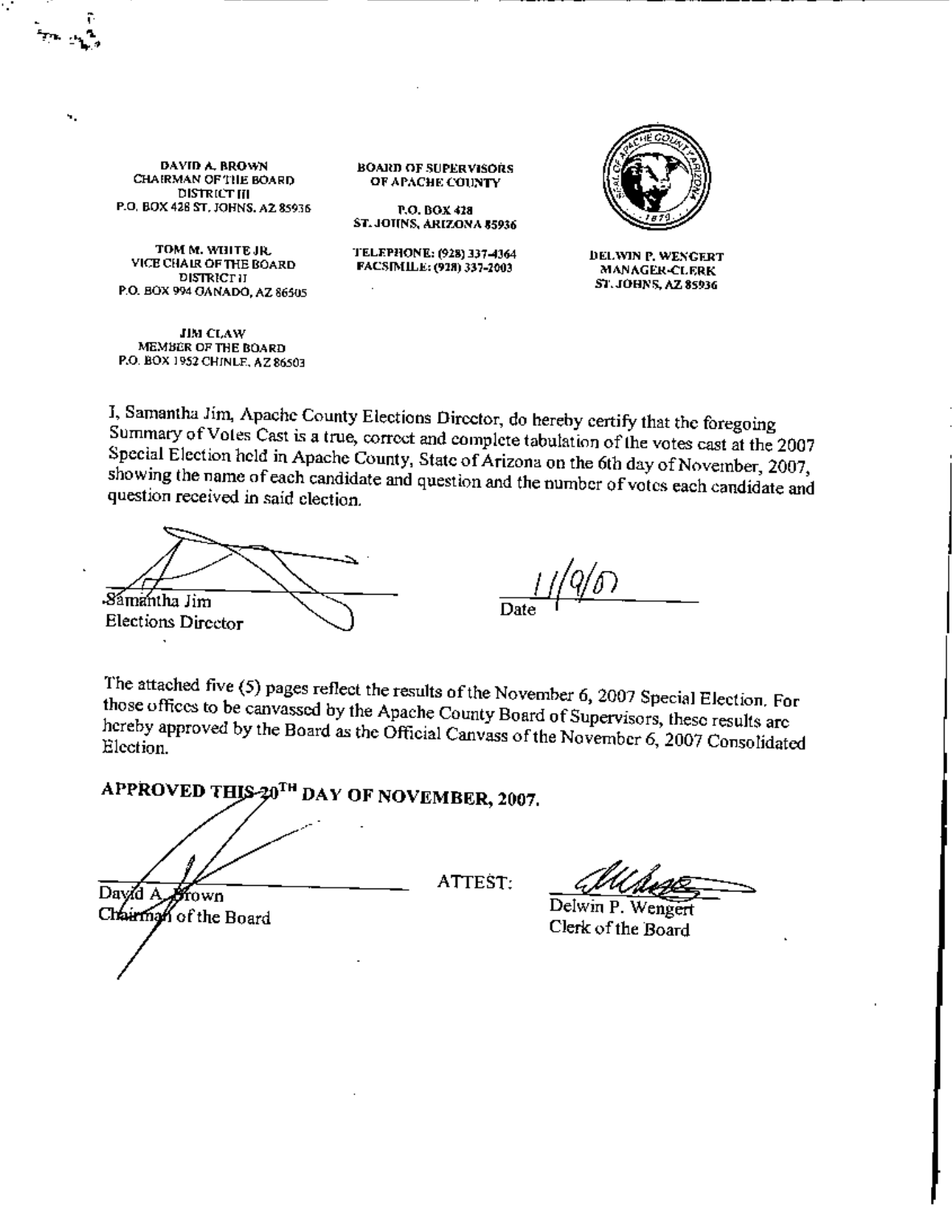DAVID A. BROWN
CHAIRMAN OF THE BOARD
DISTRICT III
P.O. BOX 428 ST. JOHNS, AZ 85936

TOM M. WHITE JR.
VICE CHAIR OF THE BOARD
DISTRICT II
P.O. BOX 994 GANADO, AZ 86505

JIM CLAW
MEMBER OF THE BOARD
P.O. BOX 1952 CHINLE, AZ 86503

BOARD OF SUPERVISORS
OF APACHE COUNTY

P.O. BOX 428
ST. JOHNS, ARIZONA 85936

TELEPHONE: (928) 337-4364
FACSIMILE: (928) 337-2003

DELWIN P. WENGERT
MANAGER-CLERK
ST. JOHNS, AZ 85936

I, Samantha Jim, Apache County Elections Director, do hereby certify that the foregoing Summary of Votes Cast is a true, correct and complete tabulation of the votes cast at the 2007 Special Election held in Apache County, State of Arizona on the 6th day of November, 2007, showing the name of each candidate and question and the number of votes each candidate and question received in said election.

Samantha Jim
Elections Director

11/9/07
Date

The attached five (5) pages reflect the results of the November 6, 2007 Special Election. For those offices to be canvassed by the Apache County Board of Supervisors, these results are hereby approved by the Board as the Official Canvass of the November 6, 2007 Consolidated Election.

**APPROVED THIS 20TH DAY OF NOVEMBER, 2007.**

David A. Brown
Chairman of the Board

ATTEST:

Delwin P. Wengert
Clerk of the Board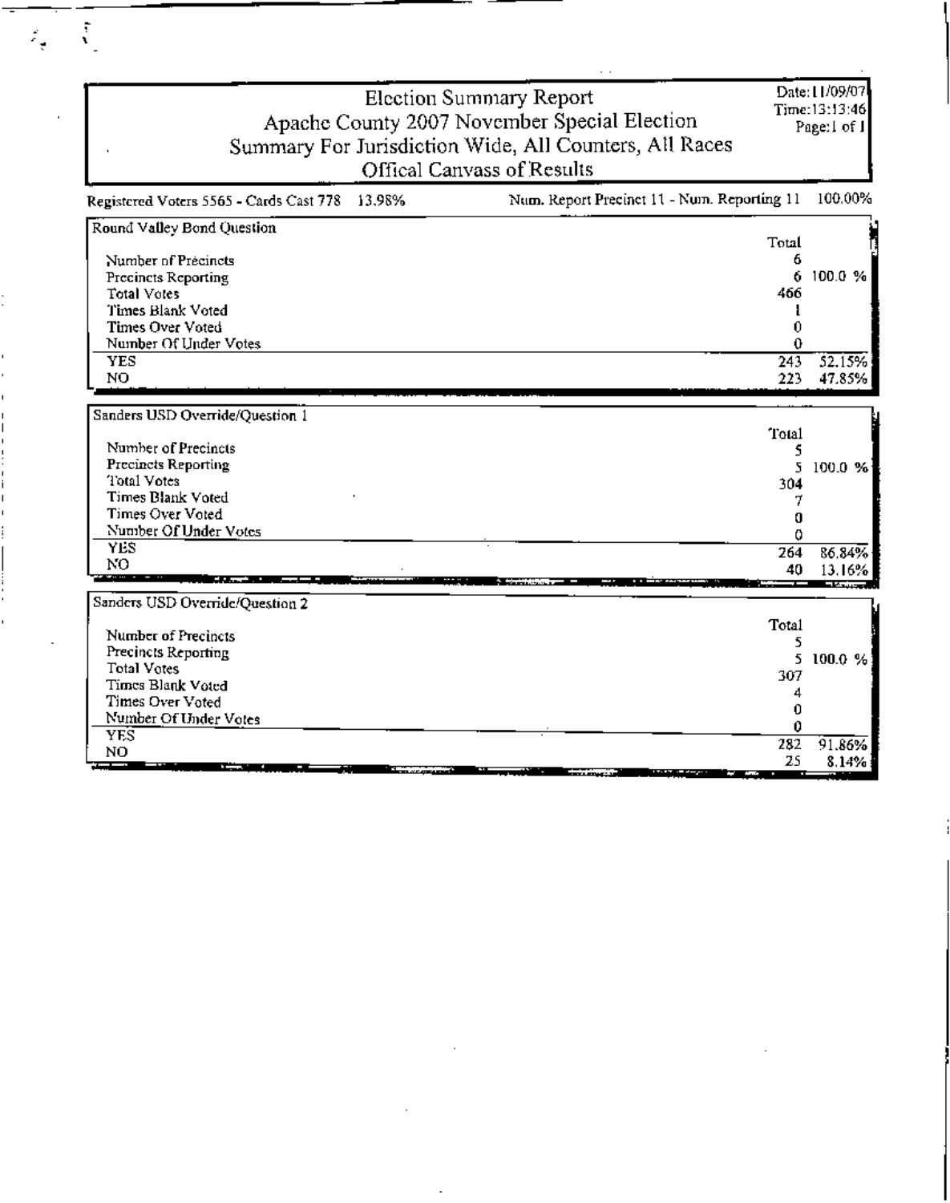# Election Summary Report
## Apache County 2007 November Special Election
## Summary For Jurisdiction Wide, All Counters, All Races
## Offical Canvass of Results

Date:11/09/07
Time:13:13:46
Page:1 of 1

Registered Voters 5565 - Cards Cast 778 13.98% Num. Report Precinct 11 - Num. Reporting 11 100.00%

### Round Valley Bond Question

| | Total | |
|---|---|---|
| Number of Precincts | 6 | |
| Precincts Reporting | 6 | 100.0 % |
| Total Votes | 466 | |
| Times Blank Voted | 1 | |
| Times Over Voted | 0 | |
| Number Of Under Votes | 0 | |
| YES | 243 | 52.15% |
| NO | 223 | 47.85% |

### Sanders USD Override/Question 1

| | Total | |
|---|---|---|
| Number of Precincts | 5 | |
| Precincts Reporting | 5 | 100.0 % |
| Total Votes | 304 | |
| Times Blank Voted | 7 | |
| Times Over Voted | 0 | |
| Number Of Under Votes | 0 | |
| YES | 264 | 86.84% |
| NO | 40 | 13.16% |

### Sanders USD Override/Question 2

| | Total | |
|---|---|---|
| Number of Precincts | 5 | |
| Precincts Reporting | 5 | 100.0 % |
| Total Votes | 307 | |
| Times Blank Voted | 4 | |
| Times Over Voted | 0 | |
| Number Of Under Votes | 0 | |
| YES | 282 | 91.86% |
| NO | 25 | 8.14% |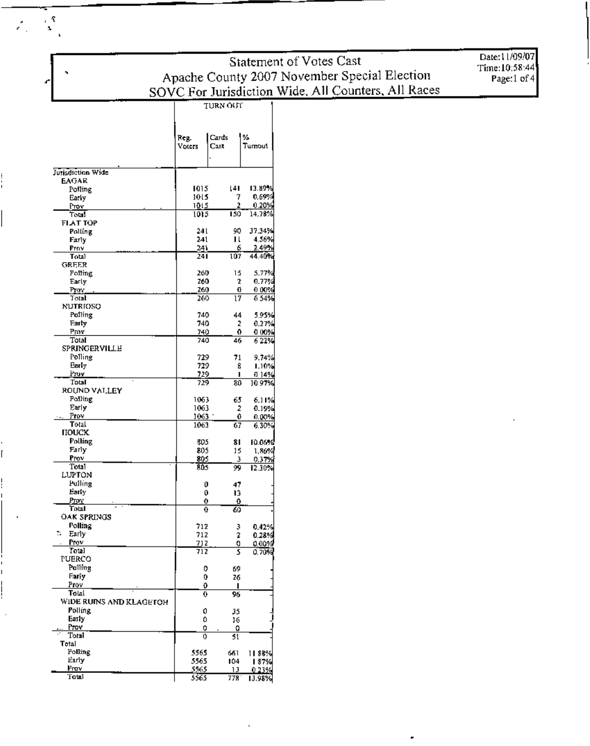# Statement of Votes Cast
## Apache County 2007 November Special Election
### SOVC For Jurisdiction Wide, All Counters, All Races

Date:11/09/07
Time:10:58:44

| | TURN OUT | | |
|---|---|---|---|
| | Reg. Voters | Cards Cast | % Turnout |
| **Jurisdiction Wide** | | | |
| **EAGAR** | | | |
| Polling | 1015 | 141 | 13.89% |
| Early | 1015 | 7 | 0.69% |
| Prov | 1015 | 2 | 0.20% |
| Total | 1015 | 150 | 14.78% |
| **FLAT TOP** | | | |
| Polling | 241 | 90 | 37.34% |
| Early | 241 | 11 | 4.56% |
| Prov | 241 | 6 | 2.49% |
| Total | 241 | 107 | 44.40% |
| **GREER** | | | |
| Polling | 260 | 15 | 5.77% |
| Early | 260 | 2 | 0.77% |
| Prov | 260 | 0 | 0.00% |
| Total | 260 | 17 | 6.54% |
| **NUTRIOSO** | | | |
| Polling | 740 | 44 | 5.95% |
| Early | 740 | 2 | 0.27% |
| Prov | 740 | 0 | 0.00% |
| Total | 740 | 46 | 6.22% |
| **SPRINGERVILLE** | | | |
| Polling | 729 | 71 | 9.74% |
| Early | 729 | 8 | 1.10% |
| Prov | 729 | 1 | 0.14% |
| Total | 729 | 80 | 10.97% |
| **ROUND VALLEY** | | | |
| Polling | 1063 | 65 | 6.11% |
| Early | 1063 | 2 | 0.19% |
| Prov | 1063 | 0 | 0.00% |
| Total | 1063 | 67 | 6.30% |
| **HOUCK** | | | |
| Polling | 805 | 81 | 10.06% |
| Early | 805 | 15 | 1.86% |
| Prov | 805 | 3 | 0.37% |
| Total | 805 | 99 | 12.30% |
| **LUPTON** | | | |
| Polling | 0 | 47 | - |
| Early | 0 | 13 | - |
| Prov | 0 | 0 | - |
| Total | 0 | 60 | - |
| **OAK SPRINGS** | | | |
| Polling | 712 | 3 | 0.42% |
| Early | 712 | 2 | 0.28% |
| Prov | 712 | 0 | 0.00% |
| Total | 712 | 5 | 0.70% |
| **PUERCO** | | | |
| Polling | 0 | 69 | - |
| Early | 0 | 26 | - |
| Prov | 0 | 1 | - |
| Total | 0 | 96 | - |
| **WIDE RUINS AND KLAGETOH** | | | |
| Polling | 0 | 35 | - |
| Early | 0 | 16 | - |
| Prov | 0 | 0 | - |
| Total | 0 | 51 | - |
| **Total** | | | |
| Polling | 5565 | 661 | 11.88% |
| Early | 5565 | 104 | 1.87% |
| Prov | 5565 | 13 | 0.23% |
| Total | 5565 | 778 | 13.98% |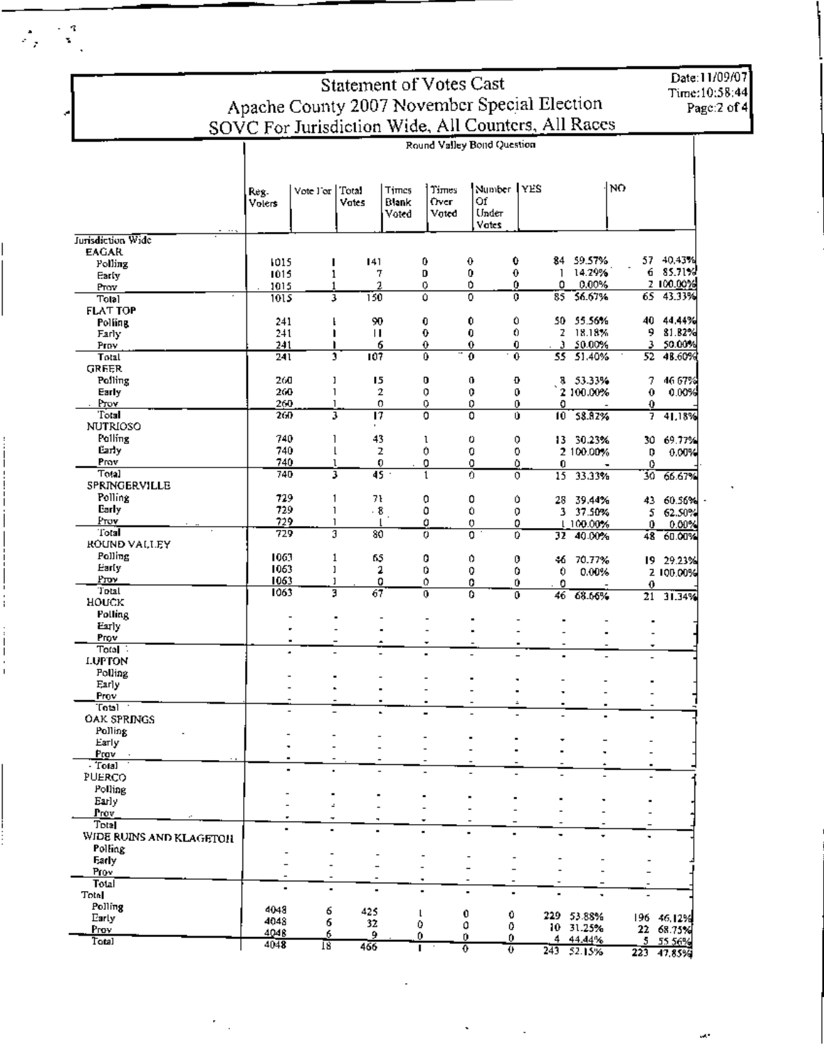# Statement of Votes Cast

## Apache County 2007 November Special Election

## SOVC For Jurisdiction Wide, All Counters, All Races

Date:11/09/07
Time:10:58:44

Round Valley Bond Question

| | Reg. Voters | Vote For | Total Votes | Times Blank Voted | Times Over Voted | Number Of Under Votes | YES | | NO | |
|---|---|---|---|---|---|---|---|---|---|---|
| **Jurisdiction Wide** | | | | | | | | | | |
| **EAGAR** | | | | | | | | | | |
| Polling | 1015 | 1 | 141 | 0 | 0 | 0 | 84 | 59.57% | 57 | 40.43% |
| Early | 1015 | 1 | 7 | 0 | 0 | 0 | 1 | 14.29% | 6 | 85.71% |
| Prov | 1015 | 1 | 2 | 0 | 0 | 0 | 0 | 0.00% | 2 | 100.00% |
| Total | 1015 | 3 | 150 | 0 | 0 | 0 | 85 | 56.67% | 65 | 43.33% |
| **FLAT TOP** | | | | | | | | | | |
| Polling | 241 | 1 | 90 | 0 | 0 | 0 | 50 | 55.56% | 40 | 44.44% |
| Early | 241 | 1 | 11 | 0 | 0 | 0 | 2 | 18.18% | 9 | 81.82% |
| Prov | 241 | 1 | 6 | 0 | 0 | 0 | 3 | 50.00% | 3 | 50.00% |
| Total | 241 | 3 | 107 | 0 | 0 | 0 | 55 | 51.40% | 52 | 48.60% |
| **GREER** | | | | | | | | | | |
| Polling | 260 | 1 | 15 | 0 | 0 | 0 | 8 | 53.33% | 7 | 46.67% |
| Early | 260 | 1 | 2 | 0 | 0 | 0 | 2 | 100.00% | 0 | 0.00% |
| Prov | 260 | 1 | 0 | 0 | 0 | 0 | 0 | - | 0 | |
| Total | 260 | 3 | 17 | 0 | 0 | 0 | 10 | 58.82% | 7 | 41.18% |
| **NUTRIOSO** | | | | | | | | | | |
| Polling | 740 | 1 | 43 | 1 | 0 | 0 | 13 | 30.23% | 30 | 69.77% |
| Early | 740 | 1 | 2 | 0 | 0 | 0 | 2 | 100.00% | 0 | 0.00% |
| Prov | 740 | 1 | 0 | 0 | 0 | 0 | 0 | - | 0 | |
| Total | 740 | 3 | 45 | 1 | 0 | 0 | 15 | 33.33% | 30 | 66.67% |
| **SPRINGERVILLE** | | | | | | | | | | |
| Polling | 729 | 1 | 71 | 0 | 0 | 0 | 28 | 39.44% | 43 | 60.56% |
| Early | 729 | 1 | 8 | 0 | 0 | 0 | 3 | 37.50% | 5 | 62.50% |
| Prov | 729 | 1 | 1 | 0 | 0 | 0 | 1 | 100.00% | 0 | 0.00% |
| Total | 729 | 3 | 80 | 0 | 0 | 0 | 32 | 40.00% | 48 | 60.00% |
| **ROUND VALLEY** | | | | | | | | | | |
| Polling | 1063 | 1 | 65 | 0 | 0 | 0 | 46 | 70.77% | 19 | 29.23% |
| Early | 1063 | 1 | 2 | 0 | 0 | 0 | 0 | 0.00% | 2 | 100.00% |
| Prov | 1063 | 1 | 0 | 0 | 0 | 0 | 0 | - | 0 | |
| Total | 1063 | 3 | 67 | 0 | 0 | 0 | 46 | 68.66% | 21 | 31.34% |
| **HOUCK** | | | | | | | | | | |
| Polling | - | - | - | - | - | - | - | - | - | |
| Early | - | - | - | - | - | - | - | - | - | |
| Prov | - | - | - | - | - | - | - | - | - | |
| Total | - | - | - | - | - | - | - | - | - | |
| **LUPTON** | | | | | | | | | | |
| Polling | - | - | - | - | - | - | - | - | - | |
| Early | - | - | - | - | - | - | - | - | - | |
| Prov | - | - | - | - | - | - | - | - | - | |
| Total | - | - | - | - | - | - | - | - | - | |
| **OAK SPRINGS** | | | | | | | | | | |
| Polling | - | - | - | - | - | - | - | - | - | |
| Early | - | - | - | - | - | - | - | - | - | |
| Prov | - | - | - | - | - | - | - | - | - | |
| Total | - | - | - | - | - | - | - | - | - | |
| **PUERCO** | | | | | | | | | | |
| Polling | - | - | - | - | - | - | - | - | - | |
| Early | - | - | - | - | - | - | - | - | - | |
| Prov | - | - | - | - | - | - | - | - | - | |
| Total | - | - | - | - | - | - | - | - | - | |
| **WIDE RUINS AND KLAGETOH** | | | | | | | | | | |
| Polling | - | - | - | - | - | - | - | - | - | |
| Early | - | - | - | - | - | - | - | - | - | |
| Prov | - | - | - | - | - | - | - | - | - | |
| Total | - | - | - | - | - | - | - | - | - | |
| **Total** | | | | | | | | | | |
| Polling | 4048 | 6 | 425 | 1 | 0 | 0 | 229 | 53.88% | 196 | 46.12% |
| Early | 4048 | 6 | 32 | 0 | 0 | 0 | 10 | 31.25% | 22 | 68.75% |
| Prov | 4048 | 6 | 9 | 0 | 0 | 0 | 4 | 44.44% | 5 | 55.56% |
| Total | 4048 | 18 | 466 | 1 | 0 | 0 | 243 | 52.15% | 223 | 47.85% |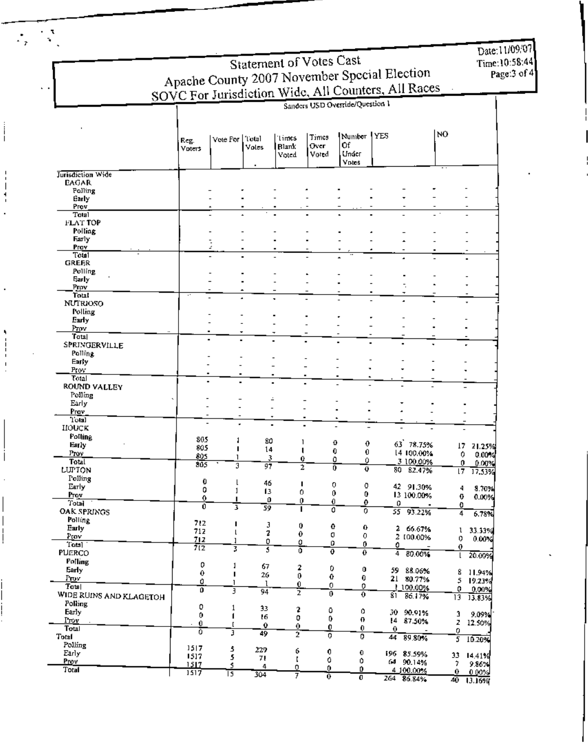# Statement of Votes Cast
## Apache County 2007 November Special Election
## SOVC For Jurisdiction Wide, All Counters, All Races

Date:11/09/07
Time:10:58:44

Sanders USD Override/Question 1

| | Reg. Voters | Vote For | Total Votes | Times Blank Voted | Times Over Voted | Number Of Under Votes | YES | | NO | |
|---|---|---|---|---|---|---|---|---|---|---|
| **Jurisdiction Wide** | | | | | | | | | | |
| **EAGAR** | | | | | | | | | | |
| Polling | - | - | - | - | - | - | - | - | - | - |
| Early | - | - | - | - | - | - | - | - | - | - |
| Prov | - | - | - | - | - | - | - | - | - | - |
| Total | - | - | - | - | - | - | - | - | - | - |
| **FLAT TOP** | | | | | | | | | | |
| Polling | - | - | - | - | - | - | - | - | - | - |
| Early | - | - | - | - | - | - | - | - | - | - |
| Prov | - | - | - | - | - | - | - | - | - | - |
| Total | - | - | - | - | - | - | - | - | - | - |
| **GREER** | | | | | | | | | | |
| Polling | - | - | - | - | - | - | - | - | - | - |
| Early | - | - | - | - | - | - | - | - | - | - |
| Prov | - | - | - | - | - | - | - | - | - | - |
| Total | - | - | - | - | - | - | - | - | - | - |
| **NUTRIOSO** | | | | | | | | | | |
| Polling | - | - | - | - | - | - | - | - | - | - |
| Early | - | - | - | - | - | - | - | - | - | - |
| Prov | - | - | - | - | - | - | - | - | - | - |
| Total | - | - | - | - | - | - | - | - | - | - |
| **SPRINGERVILLE** | | | | | | | | | | |
| Polling | - | - | - | - | - | - | - | - | - | - |
| Early | - | - | - | - | - | - | - | - | - | - |
| Prov | - | - | - | - | - | - | - | - | - | - |
| Total | - | - | - | - | - | - | - | - | - | - |
| **ROUND VALLEY** | | | | | | | | | | |
| Polling | - | - | - | - | - | - | - | - | - | - |
| Early | - | - | - | - | - | - | - | - | - | - |
| Prov | - | - | - | - | - | - | - | - | - | - |
| Total | - | - | - | - | - | - | - | - | - | - |
| **HOUCK** | | | | | | | | | | |
| Polling | 805 | 1 | 80 | 1 | 0 | 0 | 63 | 78.75% | 17 | 21.25% |
| Early | 805 | 1 | 14 | 1 | 0 | 0 | 14 | 100.00% | 0 | 0.00% |
| Prov | 805 | 1 | 3 | 0 | 0 | 0 | 3 | 100.00% | 0 | 0.00% |
| Total | 805 | 3 | 97 | 2 | 0 | 0 | 80 | 82.47% | 17 | 17.53% |
| **LUPTON** | | | | | | | | | | |
| Polling | 0 | 1 | 46 | 1 | 0 | 0 | 42 | 91.30% | 4 | 8.70% |
| Early | 0 | 1 | 13 | 0 | 0 | 0 | 13 | 100.00% | 0 | 0.00% |
| Prov | 0 | 1 | 0 | 0 | 0 | 0 | 0 | - | 0 | - |
| Total | 0 | 3 | 59 | 1 | 0 | 0 | 55 | 93.22% | 4 | 6.78% |
| **OAK SPRINGS** | | | | | | | | | | |
| Polling | 712 | 1 | 3 | 0 | 0 | 0 | 2 | 66.67% | 1 | 33.33% |
| Early | 712 | 1 | 2 | 0 | 0 | 0 | 2 | 100.00% | 0 | 0.00% |
| Prov | 712 | 1 | 0 | 0 | 0 | 0 | 0 | - | 0 | - |
| Total | 712 | 3 | 5 | 0 | 0 | 0 | 4 | 80.00% | 1 | 20.00% |
| **PUERCO** | | | | | | | | | | |
| Polling | 0 | 1 | 67 | 2 | 0 | 0 | 59 | 88.06% | 8 | 11.94% |
| Early | 0 | 1 | 26 | 0 | 0 | 0 | 21 | 80.77% | 5 | 19.23% |
| Prov | 0 | 1 | 1 | 0 | 0 | 0 | 1 | 100.00% | 0 | 0.00% |
| Total | 0 | 3 | 94 | 2 | 0 | 0 | 81 | 86.17% | 13 | 13.83% |
| **WIDE RUINS AND KLAGETOH** | | | | | | | | | | |
| Polling | 0 | 1 | 33 | 2 | 0 | 0 | 30 | 90.91% | 3 | 9.09% |
| Early | 0 | 1 | 16 | 0 | 0 | 0 | 14 | 87.50% | 2 | 12.50% |
| Prov | 0 | 1 | 0 | 0 | 0 | 0 | 0 | - | 0 | - |
| Total | 0 | 3 | 49 | 2 | 0 | 0 | 44 | 89.80% | 5 | 10.20% |
| **Total** | | | | | | | | | | |
| Polling | 1517 | 5 | 229 | 6 | 0 | 0 | 196 | 85.59% | 33 | 14.41% |
| Early | 1517 | 5 | 71 | 1 | 0 | 0 | 64 | 90.14% | 7 | 9.86% |
| Prov | 1517 | 5 | 4 | 0 | 0 | 0 | 4 | 100.00% | 0 | 0.00% |
| Total | 1517 | 15 | 304 | 7 | 0 | 0 | 264 | 86.84% | 40 | 13.16% |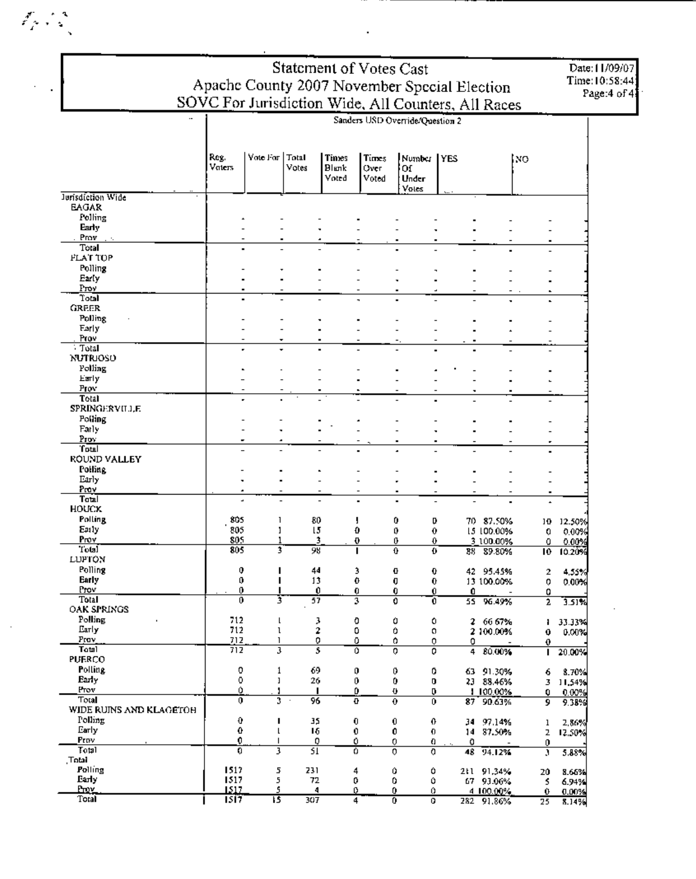# Statement of Votes Cast
## Apache County 2007 November Special Election
## SOVC For Jurisdiction Wide, All Counters, All Races

Date:11/09/07
Time:10:58:44

Sanders USD Override/Question 2

| | Reg. Voters | Vote For | Total Votes | Times Blank Voted | Times Over Voted | Number Of Under Votes | YES | | NO | |
|---|---|---|---|---|---|---|---|---|---|---|
| **Jurisdiction Wide** | | | | | | | | | | |
| EAGAR | | | | | | | | | | |
| Polling | - | - | - | - | - | - | - | - | - | - |
| Early | - | - | - | - | - | - | - | - | - | - |
| Prov | - | - | - | - | - | - | - | - | - | - |
| Total | - | - | - | - | - | - | - | - | - | - |
| FLAT TOP | | | | | | | | | | |
| Polling | - | - | - | - | - | - | - | - | - | - |
| Early | - | - | - | - | - | - | - | - | - | - |
| Prov | - | - | - | - | - | - | - | - | - | - |
| Total | - | - | - | - | - | - | - | - | - | - |
| GREER | | | | | | | | | | |
| Polling | - | - | - | - | - | - | - | - | - | - |
| Early | - | - | - | - | - | - | - | - | - | - |
| Prov | - | - | - | - | - | - | - | - | - | - |
| Total | - | - | - | - | - | - | - | - | - | - |
| NUTRIOSO | | | | | | | | | | |
| Polling | - | - | - | - | - | - | - | - | - | - |
| Early | - | - | - | - | - | - | - | - | - | - |
| Prov | - | - | - | - | - | - | - | - | - | - |
| Total | - | - | - | - | - | - | - | - | - | - |
| SPRINGERVILLE | | | | | | | | | | |
| Polling | - | - | - | - | - | - | - | - | - | - |
| Early | - | - | - | - | - | - | - | - | - | - |
| Prov | - | - | - | - | - | - | - | - | - | - |
| Total | - | - | - | - | - | - | - | - | - | - |
| ROUND VALLEY | | | | | | | | | | |
| Polling | - | - | - | - | - | - | - | - | - | - |
| Early | - | - | - | - | - | - | - | - | - | - |
| Prov | - | - | - | - | - | - | - | - | - | - |
| Total | - | - | - | - | - | - | - | - | - | - |
| HOUCK | | | | | | | | | | |
| Polling | 805 | 1 | 80 | 1 | 0 | 0 | 70 | 87.50% | 10 | 12.50% |
| Early | 805 | 1 | 15 | 0 | 0 | 0 | 15 | 100.00% | 0 | 0.00% |
| Prov | 805 | 1 | 3 | 0 | 0 | 0 | 3 | 100.00% | 0 | 0.00% |
| Total | 805 | 3 | 98 | 1 | 0 | 0 | 88 | 89.80% | 10 | 10.20% |
| LUPTON | | | | | | | | | | |
| Polling | 0 | 1 | 44 | 3 | 0 | 0 | 42 | 95.45% | 2 | 4.55% |
| Early | 0 | 1 | 13 | 0 | 0 | 0 | 13 | 100.00% | 0 | 0.00% |
| Prov | 0 | 1 | 0 | 0 | 0 | 0 | 0 | - | 0 | - |
| Total | 0 | 3 | 57 | 3 | 0 | 0 | 55 | 96.49% | 2 | 3.51% |
| OAK SPRINGS | | | | | | | | | | |
| Polling | 712 | 1 | 3 | 0 | 0 | 0 | 2 | 66.67% | 1 | 33.33% |
| Early | 712 | 1 | 2 | 0 | 0 | 0 | 2 | 100.00% | 0 | 0.00% |
| Prov | 712 | 1 | 0 | 0 | 0 | 0 | 0 | - | 0 | - |
| Total | 712 | 3 | 5 | 0 | 0 | 0 | 4 | 80.00% | 1 | 20.00% |
| PUERCO | | | | | | | | | | |
| Polling | 0 | 1 | 69 | 0 | 0 | 0 | 63 | 91.30% | 6 | 8.70% |
| Early | 0 | 1 | 26 | 0 | 0 | 0 | 23 | 88.46% | 3 | 11.54% |
| Prov | 0 | 1 | 1 | 0 | 0 | 0 | 1 | 100.00% | 0 | 0.00% |
| Total | 0 | 3 | 96 | 0 | 0 | 0 | 87 | 90.63% | 9 | 9.38% |
| WIDE RUINS AND KLAGETOH | | | | | | | | | | |
| Polling | 0 | 1 | 35 | 0 | 0 | 0 | 34 | 97.14% | 1 | 2.86% |
| Early | 0 | 1 | 16 | 0 | 0 | 0 | 14 | 87.50% | 2 | 12.50% |
| Prov | 0 | 1 | 0 | 0 | 0 | 0 | 0 | - | 0 | - |
| Total | 0 | 3 | 51 | 0 | 0 | 0 | 48 | 94.12% | 3 | 5.88% |
| **Total** | | | | | | | | | | |
| Polling | 1517 | 5 | 231 | 4 | 0 | 0 | 211 | 91.34% | 20 | 8.66% |
| Early | 1517 | 5 | 72 | 0 | 0 | 0 | 67 | 93.06% | 5 | 6.94% |
| Prov | 1517 | 5 | 4 | 0 | 0 | 0 | 4 | 100.00% | 0 | 0.00% |
| Total | 1517 | 15 | 307 | 4 | 0 | 0 | 282 | 91.86% | 25 | 8.14% |